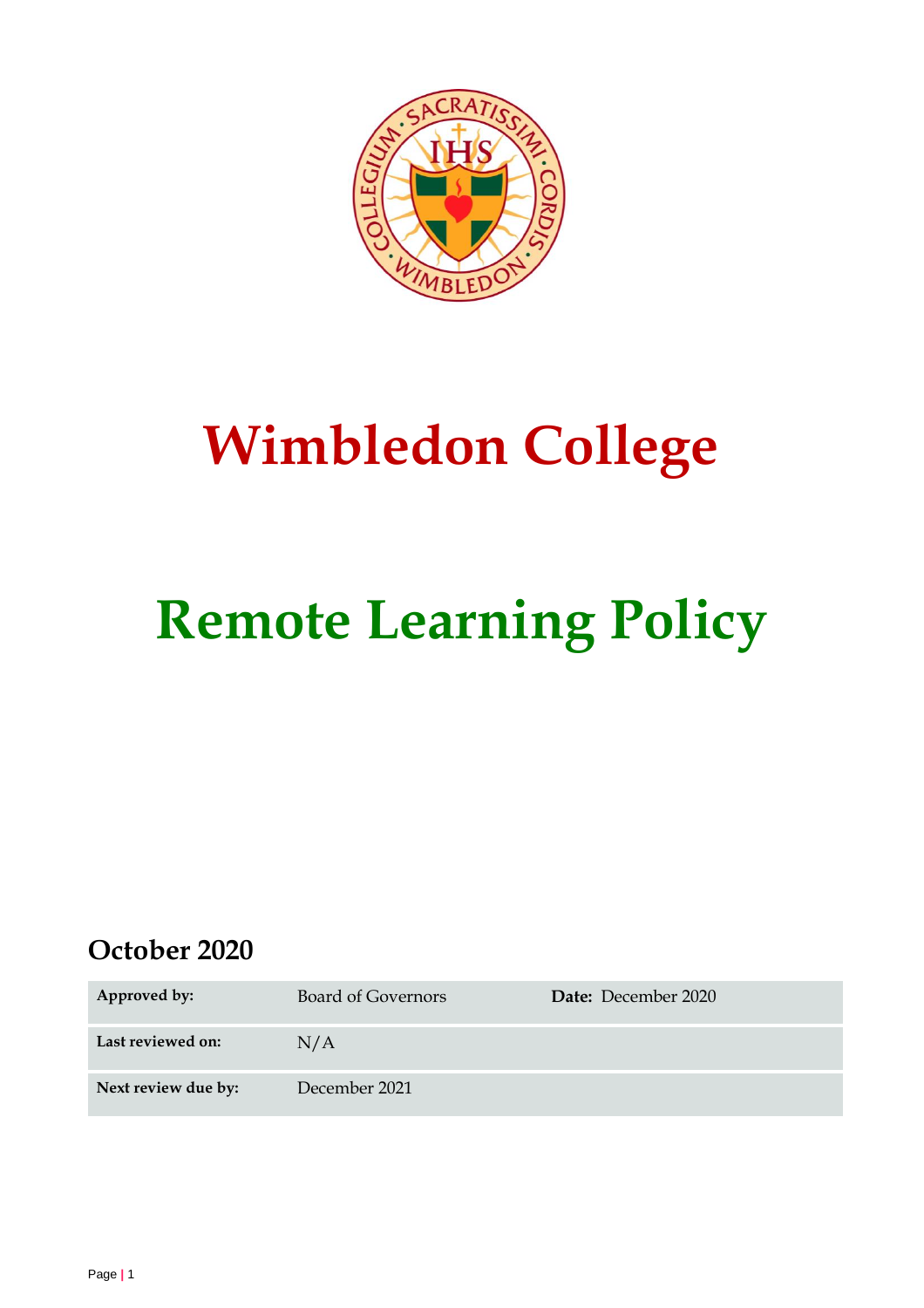# Wimbledon College

# Remote Learning Policy

## October 2020

| Approved by: | Board of Governors | Date: December 2020 |
| --- | --- | --- |
| Last reviewed on: | N/A | |
| Next review due by: | December 2021 | |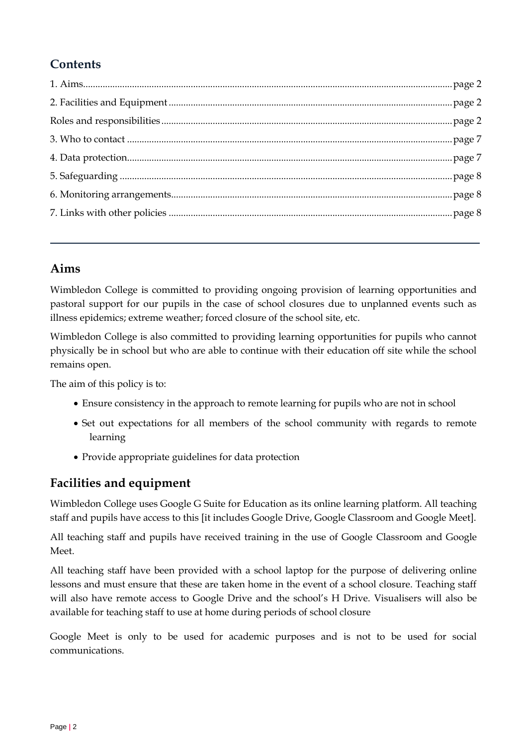## Contents

1. Aims....................page 2
2. Facilities and Equipment....................page 2

Roles and responsibilities....................page 2

3. Who to contact....................page 7
4. Data protection....................page 7
5. Safeguarding....................page 8
6. Monitoring arrangements....................page 8
7. Links with other policies....................page 8

---

## Aims

Wimbledon College is committed to providing ongoing provision of learning opportunities and pastoral support for our pupils in the case of school closures due to unplanned events such as illness epidemics; extreme weather; forced closure of the school site, etc.

Wimbledon College is also committed to providing learning opportunities for pupils who cannot physically be in school but who are able to continue with their education off site while the school remains open.

The aim of this policy is to:

- Ensure consistency in the approach to remote learning for pupils who are not in school
- Set out expectations for all members of the school community with regards to remote learning
- Provide appropriate guidelines for data protection

## Facilities and equipment

Wimbledon College uses Google G Suite for Education as its online learning platform. All teaching staff and pupils have access to this [it includes Google Drive, Google Classroom and Google Meet].

All teaching staff and pupils have received training in the use of Google Classroom and Google Meet.

All teaching staff have been provided with a school laptop for the purpose of delivering online lessons and must ensure that these are taken home in the event of a school closure. Teaching staff will also have remote access to Google Drive and the school's H Drive. Visualisers will also be available for teaching staff to use at home during periods of school closure

Google Meet is only to be used for academic purposes and is not to be used for social communications.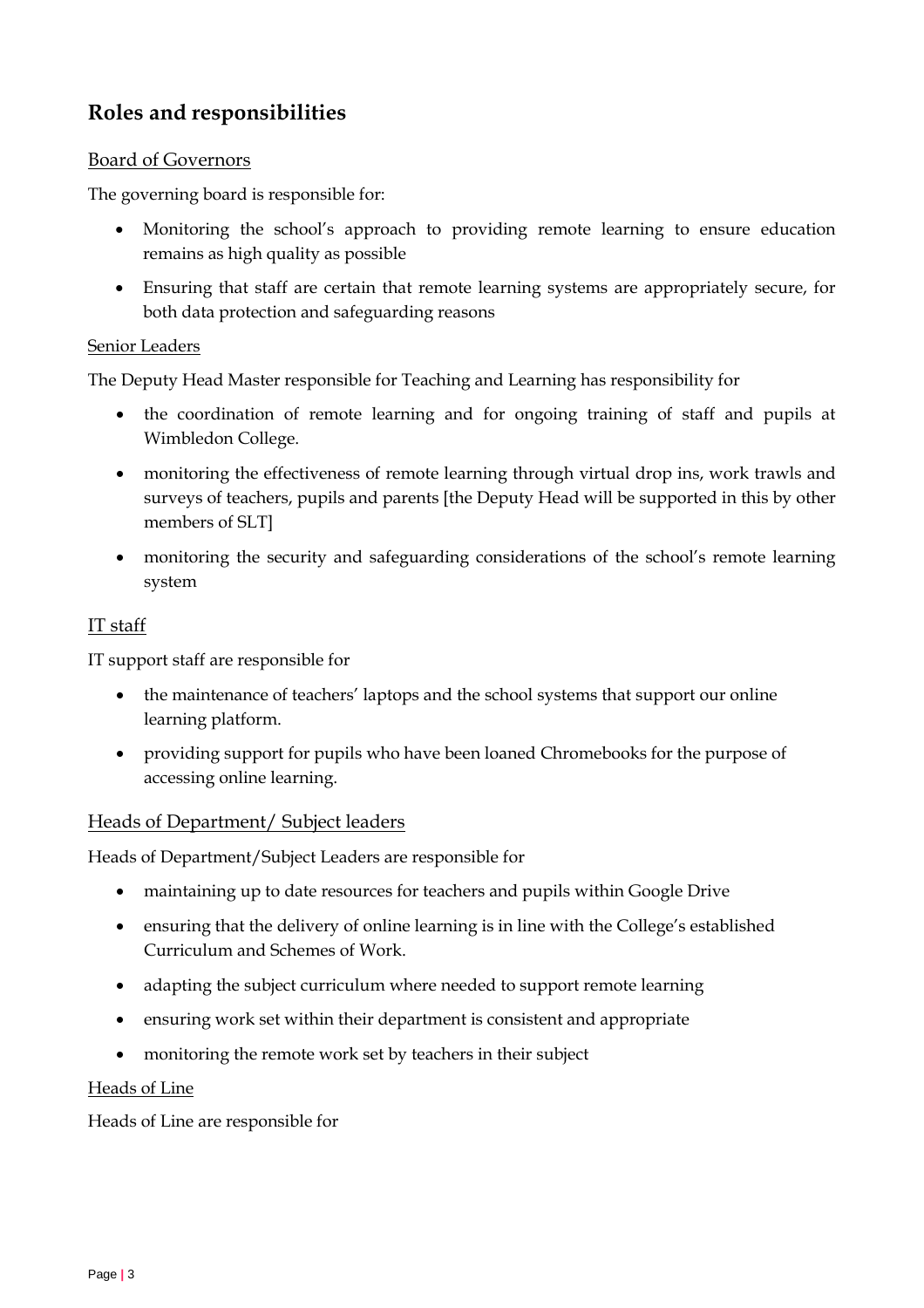## Roles and responsibilities

### Board of Governors

The governing board is responsible for:

- Monitoring the school's approach to providing remote learning to ensure education remains as high quality as possible
- Ensuring that staff are certain that remote learning systems are appropriately secure, for both data protection and safeguarding reasons

#### Senior Leaders

The Deputy Head Master responsible for Teaching and Learning has responsibility for

- the coordination of remote learning and for ongoing training of staff and pupils at Wimbledon College.
- monitoring the effectiveness of remote learning through virtual drop ins, work trawls and surveys of teachers, pupils and parents [the Deputy Head will be supported in this by other members of SLT]
- monitoring the security and safeguarding considerations of the school's remote learning system

### IT staff

IT support staff are responsible for

- the maintenance of teachers' laptops and the school systems that support our online learning platform.
- providing support for pupils who have been loaned Chromebooks for the purpose of accessing online learning.

### Heads of Department/ Subject leaders

Heads of Department/Subject Leaders are responsible for

- maintaining up to date resources for teachers and pupils within Google Drive
- ensuring that the delivery of online learning is in line with the College's established Curriculum and Schemes of Work.
- adapting the subject curriculum where needed to support remote learning
- ensuring work set within their department is consistent and appropriate
- monitoring the remote work set by teachers in their subject

#### Heads of Line

Heads of Line are responsible for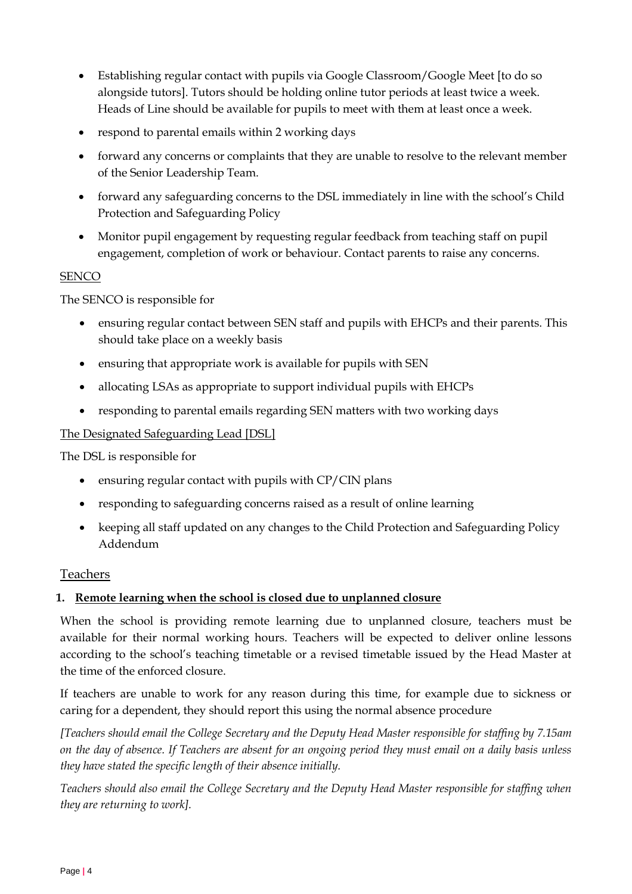- Establishing regular contact with pupils via Google Classroom/Google Meet [to do so alongside tutors]. Tutors should be holding online tutor periods at least twice a week. Heads of Line should be available for pupils to meet with them at least once a week.
- respond to parental emails within 2 working days
- forward any concerns or complaints that they are unable to resolve to the relevant member of the Senior Leadership Team.
- forward any safeguarding concerns to the DSL immediately in line with the school's Child Protection and Safeguarding Policy
- Monitor pupil engagement by requesting regular feedback from teaching staff on pupil engagement, completion of work or behaviour. Contact parents to raise any concerns.

<u>SENCO</u>

The SENCO is responsible for

- ensuring regular contact between SEN staff and pupils with EHCPs and their parents. This should take place on a weekly basis
- ensuring that appropriate work is available for pupils with SEN
- allocating LSAs as appropriate to support individual pupils with EHCPs
- responding to parental emails regarding SEN matters with two working days

<u>The Designated Safeguarding Lead [DSL]</u>

The DSL is responsible for

- ensuring regular contact with pupils with CP/CIN plans
- responding to safeguarding concerns raised as a result of online learning
- keeping all staff updated on any changes to the Child Protection and Safeguarding Policy Addendum

## Teachers

**1. Remote learning when the school is closed due to unplanned closure**

When the school is providing remote learning due to unplanned closure, teachers must be available for their normal working hours. Teachers will be expected to deliver online lessons according to the school's teaching timetable or a revised timetable issued by the Head Master at the time of the enforced closure.

If teachers are unable to work for any reason during this time, for example due to sickness or caring for a dependent, they should report this using the normal absence procedure

*[Teachers should email the College Secretary and the Deputy Head Master responsible for staffing by 7.15am on the day of absence. If Teachers are absent for an ongoing period they must email on a daily basis unless they have stated the specific length of their absence initially.*

*Teachers should also email the College Secretary and the Deputy Head Master responsible for staffing when they are returning to work].*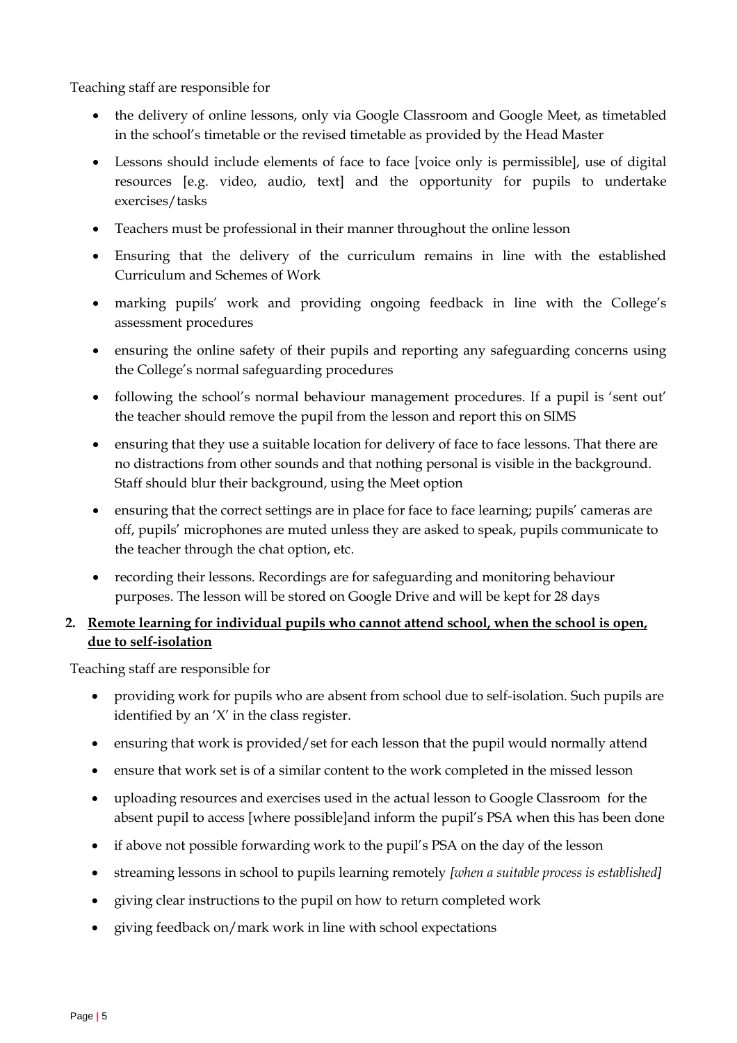Teaching staff are responsible for

- the delivery of online lessons, only via Google Classroom and Google Meet, as timetabled in the school's timetable or the revised timetable as provided by the Head Master
- Lessons should include elements of face to face [voice only is permissible], use of digital resources [e.g. video, audio, text] and the opportunity for pupils to undertake exercises/tasks
- Teachers must be professional in their manner throughout the online lesson
- Ensuring that the delivery of the curriculum remains in line with the established Curriculum and Schemes of Work
- marking pupils' work and providing ongoing feedback in line with the College's assessment procedures
- ensuring the online safety of their pupils and reporting any safeguarding concerns using the College's normal safeguarding procedures
- following the school's normal behaviour management procedures. If a pupil is 'sent out' the teacher should remove the pupil from the lesson and report this on SIMS
- ensuring that they use a suitable location for delivery of face to face lessons. That there are no distractions from other sounds and that nothing personal is visible in the background. Staff should blur their background, using the Meet option
- ensuring that the correct settings are in place for face to face learning; pupils' cameras are off, pupils' microphones are muted unless they are asked to speak, pupils communicate to the teacher through the chat option, etc.
- recording their lessons. Recordings are for safeguarding and monitoring behaviour purposes. The lesson will be stored on Google Drive and will be kept for 28 days

**2. <u>Remote learning for individual pupils who cannot attend school, when the school is open, due to self-isolation</u>**

Teaching staff are responsible for

- providing work for pupils who are absent from school due to self-isolation. Such pupils are identified by an 'X' in the class register.
- ensuring that work is provided/set for each lesson that the pupil would normally attend
- ensure that work set is of a similar content to the work completed in the missed lesson
- uploading resources and exercises used in the actual lesson to Google Classroom for the absent pupil to access [where possible]and inform the pupil's PSA when this has been done
- if above not possible forwarding work to the pupil's PSA on the day of the lesson
- streaming lessons in school to pupils learning remotely *[when a suitable process is established]*
- giving clear instructions to the pupil on how to return completed work
- giving feedback on/mark work in line with school expectations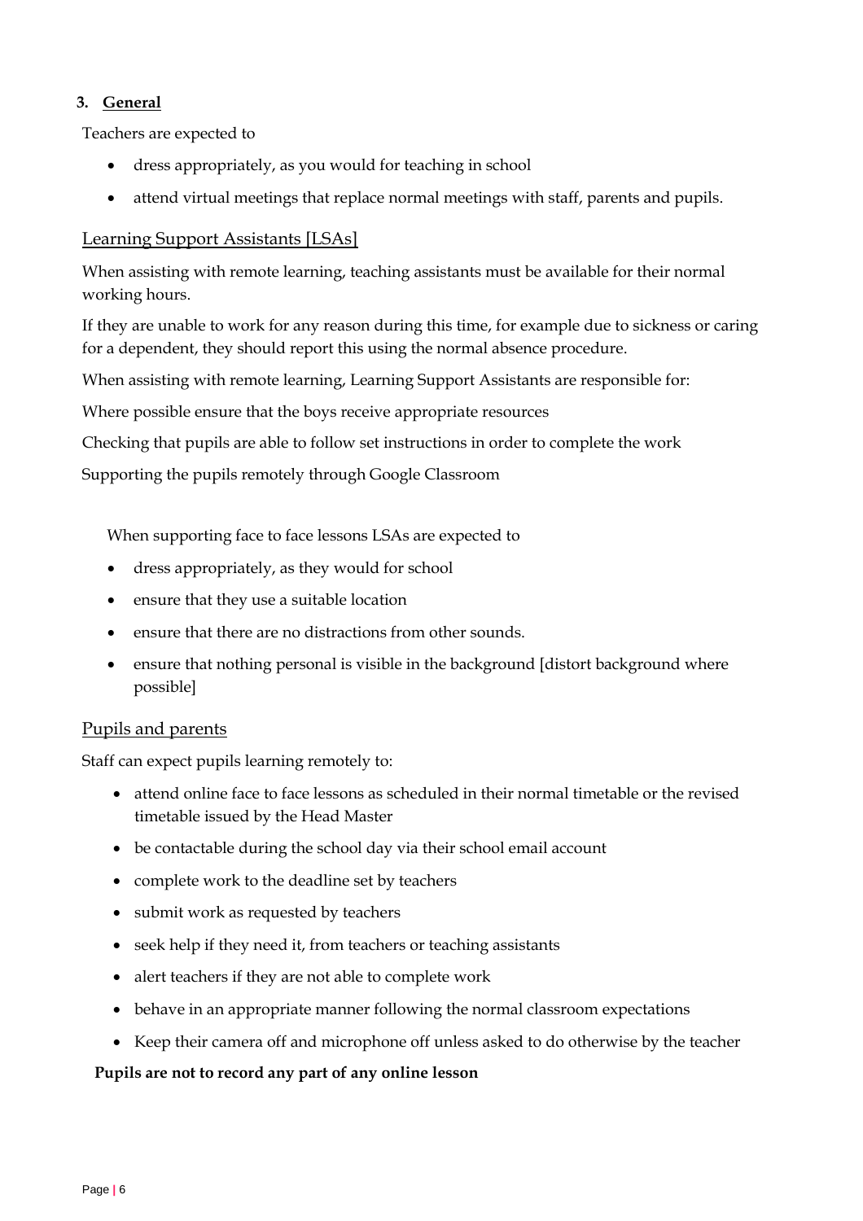## 3. General

Teachers are expected to

- dress appropriately, as you would for teaching in school
- attend virtual meetings that replace normal meetings with staff, parents and pupils.

### Learning Support Assistants [LSAs]

When assisting with remote learning, teaching assistants must be available for their normal working hours.

If they are unable to work for any reason during this time, for example due to sickness or caring for a dependent, they should report this using the normal absence procedure.

When assisting with remote learning, Learning Support Assistants are responsible for:

Where possible ensure that the boys receive appropriate resources

Checking that pupils are able to follow set instructions in order to complete the work

Supporting the pupils remotely through Google Classroom

When supporting face to face lessons LSAs are expected to

- dress appropriately, as they would for school
- ensure that they use a suitable location
- ensure that there are no distractions from other sounds.
- ensure that nothing personal is visible in the background [distort background where possible]

### Pupils and parents

Staff can expect pupils learning remotely to:

- attend online face to face lessons as scheduled in their normal timetable or the revised timetable issued by the Head Master
- be contactable during the school day via their school email account
- complete work to the deadline set by teachers
- submit work as requested by teachers
- seek help if they need it, from teachers or teaching assistants
- alert teachers if they are not able to complete work
- behave in an appropriate manner following the normal classroom expectations
- Keep their camera off and microphone off unless asked to do otherwise by the teacher

**Pupils are not to record any part of any online lesson**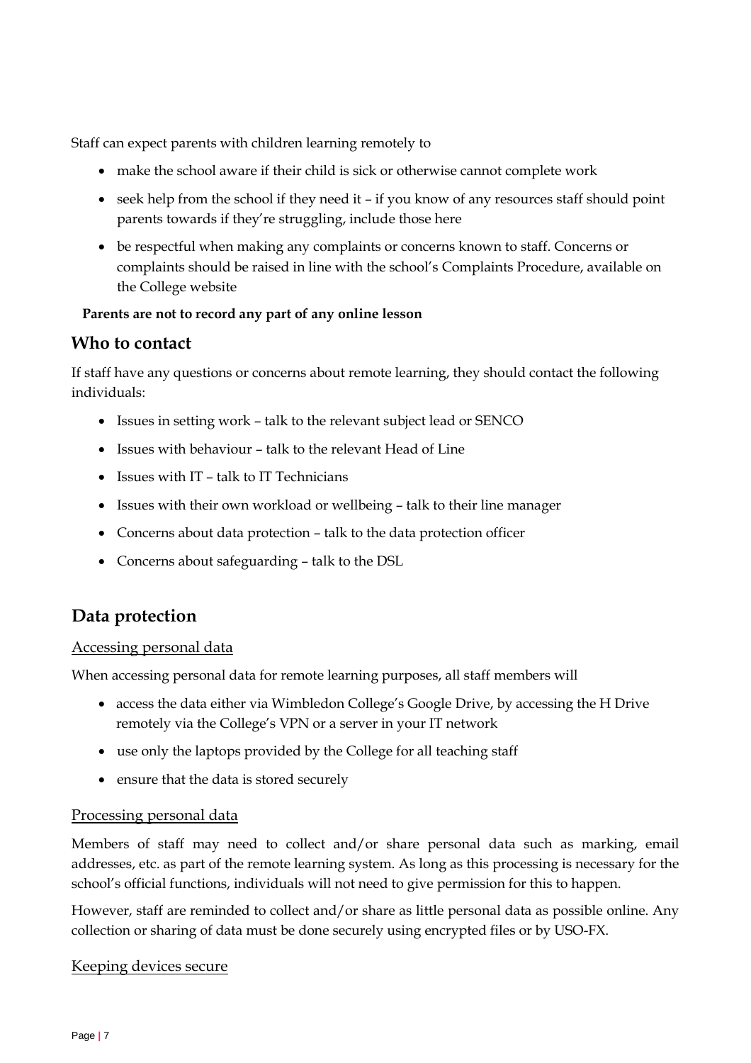Staff can expect parents with children learning remotely to

- make the school aware if their child is sick or otherwise cannot complete work
- seek help from the school if they need it – if you know of any resources staff should point parents towards if they're struggling, include those here
- be respectful when making any complaints or concerns known to staff. Concerns or complaints should be raised in line with the school's Complaints Procedure, available on the College website

**Parents are not to record any part of any online lesson**

## Who to contact

If staff have any questions or concerns about remote learning, they should contact the following individuals:

- Issues in setting work – talk to the relevant subject lead or SENCO
- Issues with behaviour – talk to the relevant Head of Line
- Issues with IT – talk to IT Technicians
- Issues with their own workload or wellbeing – talk to their line manager
- Concerns about data protection – talk to the data protection officer
- Concerns about safeguarding – talk to the DSL

## Data protection

### Accessing personal data

When accessing personal data for remote learning purposes, all staff members will

- access the data either via Wimbledon College's Google Drive, by accessing the H Drive remotely via the College's VPN or a server in your IT network
- use only the laptops provided by the College for all teaching staff
- ensure that the data is stored securely

### Processing personal data

Members of staff may need to collect and/or share personal data such as marking, email addresses, etc. as part of the remote learning system. As long as this processing is necessary for the school's official functions, individuals will not need to give permission for this to happen.

However, staff are reminded to collect and/or share as little personal data as possible online. Any collection or sharing of data must be done securely using encrypted files or by USO-FX.

### Keeping devices secure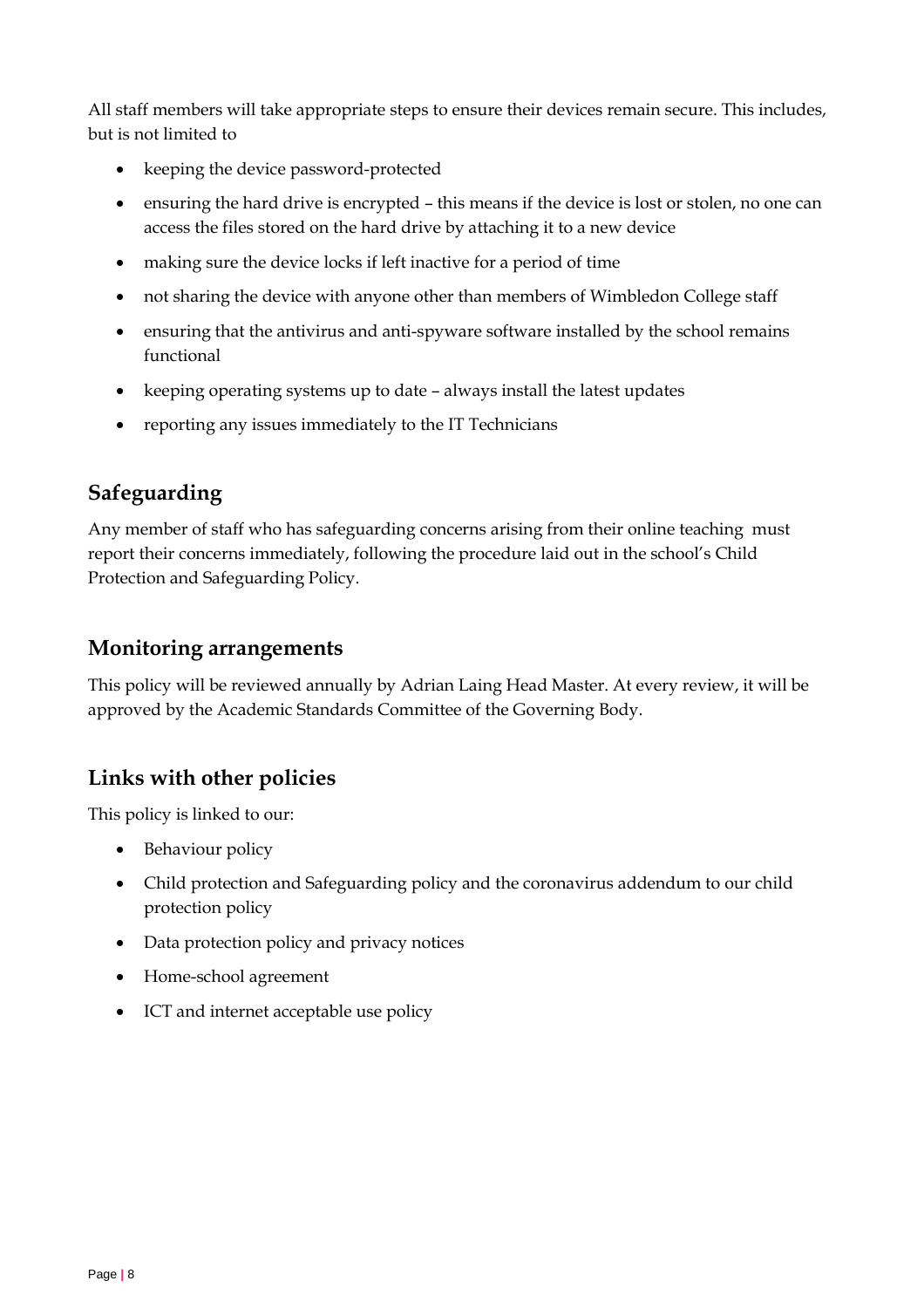All staff members will take appropriate steps to ensure their devices remain secure. This includes, but is not limited to

- keeping the device password-protected
- ensuring the hard drive is encrypted – this means if the device is lost or stolen, no one can access the files stored on the hard drive by attaching it to a new device
- making sure the device locks if left inactive for a period of time
- not sharing the device with anyone other than members of Wimbledon College staff
- ensuring that the antivirus and anti-spyware software installed by the school remains functional
- keeping operating systems up to date – always install the latest updates
- reporting any issues immediately to the IT Technicians

## Safeguarding

Any member of staff who has safeguarding concerns arising from their online teaching must report their concerns immediately, following the procedure laid out in the school's Child Protection and Safeguarding Policy.

## Monitoring arrangements

This policy will be reviewed annually by Adrian Laing Head Master. At every review, it will be approved by the Academic Standards Committee of the Governing Body.

## Links with other policies

This policy is linked to our:

- Behaviour policy
- Child protection and Safeguarding policy and the coronavirus addendum to our child protection policy
- Data protection policy and privacy notices
- Home-school agreement
- ICT and internet acceptable use policy